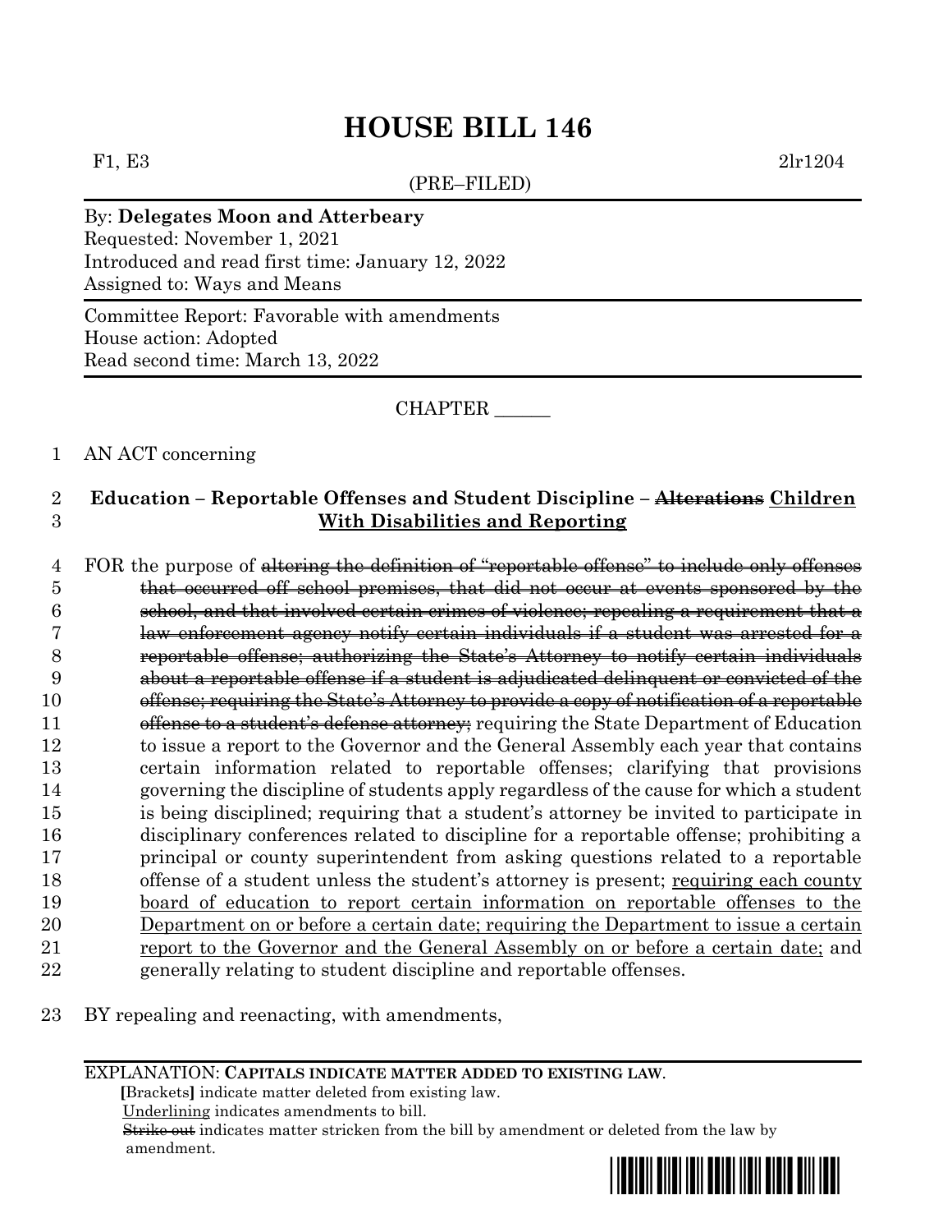# HOUSE BILL 146

F1, E3 2lr1204

(PRE–FILED)

By: **Delegates Moon and Atterbeary**
Requested: November 1, 2021
Introduced and read first time: January 12, 2022
Assigned to: Ways and Means

Committee Report: Favorable with amendments
House action: Adopted
Read second time: March 13, 2022

CHAPTER ______

1 AN ACT concerning

2 **Education – Reportable Offenses and Student Discipline – ~~Alterations~~ Children**
3 **With Disabilities and Reporting**

4 FOR the purpose of ~~altering the definition of "reportable offense" to include only offenses~~
5 ~~that occurred off school premises, that did not occur at events sponsored by the~~
6 ~~school, and that involved certain crimes of violence; repealing a requirement that a~~
7 ~~law enforcement agency notify certain individuals if a student was arrested for a~~
8 ~~reportable offense; authorizing the State's Attorney to notify certain individuals~~
9 ~~about a reportable offense if a student is adjudicated delinquent or convicted of the~~
10 ~~offense; requiring the State's Attorney to provide a copy of notification of a reportable~~
11 ~~offense to a student's defense attorney;~~ requiring the State Department of Education
12 to issue a report to the Governor and the General Assembly each year that contains
13 certain information related to reportable offenses; clarifying that provisions
14 governing the discipline of students apply regardless of the cause for which a student
15 is being disciplined; requiring that a student's attorney be invited to participate in
16 disciplinary conferences related to discipline for a reportable offense; prohibiting a
17 principal or county superintendent from asking questions related to a reportable
18 offense of a student unless the student's attorney is present; requiring each county
19 board of education to report certain information on reportable offenses to the
20 Department on or before a certain date; requiring the Department to issue a certain
21 report to the Governor and the General Assembly on or before a certain date; and
22 generally relating to student discipline and reportable offenses.

23 BY repealing and reenacting, with amendments,

EXPLANATION: **CAPITALS INDICATE MATTER ADDED TO EXISTING LAW.**
**[**Brackets**]** indicate matter deleted from existing law.
Underlining indicates amendments to bill.
~~Strike out~~ indicates matter stricken from the bill by amendment or deleted from the law by amendment.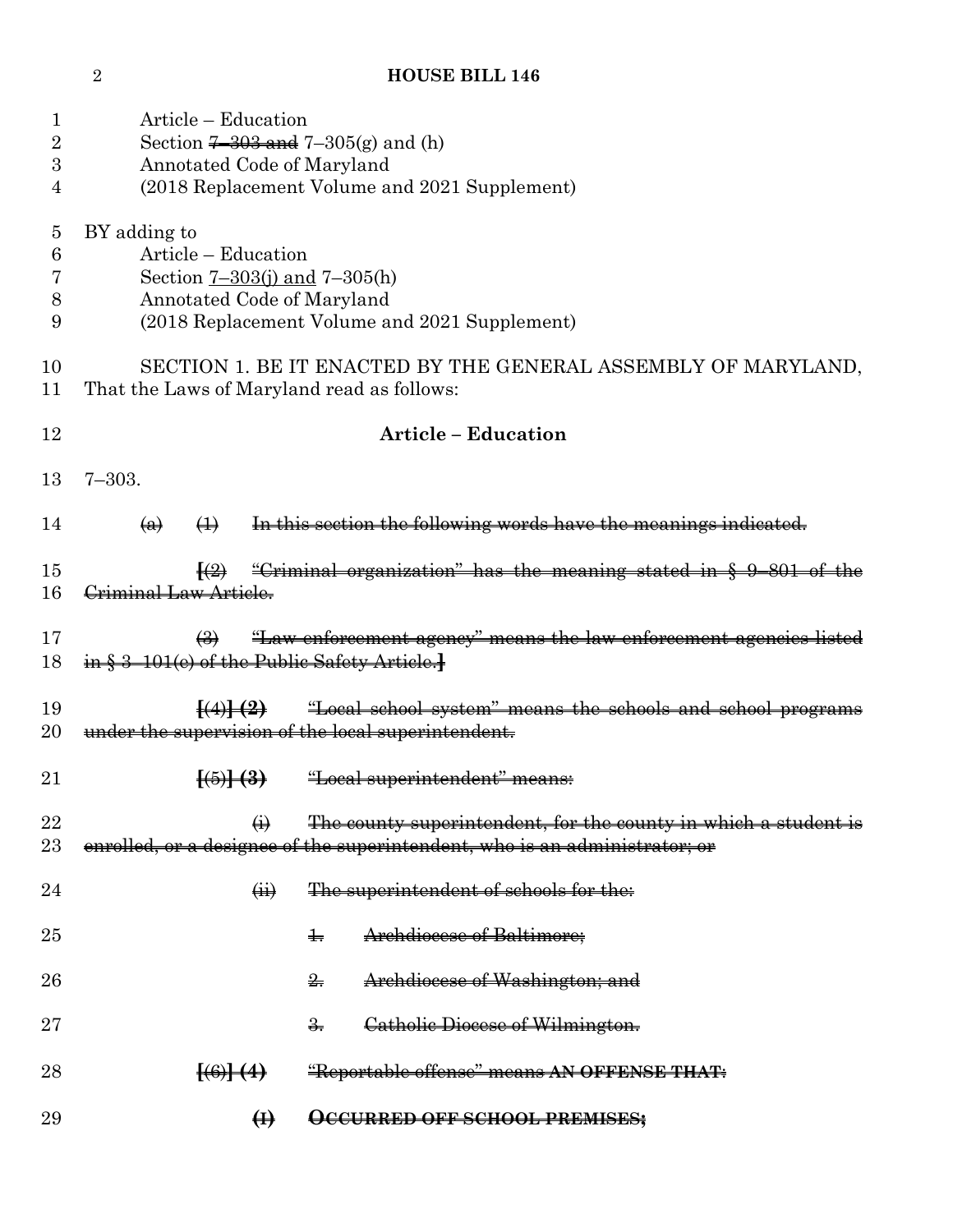Article – Education
Section ~~7–303 and~~ 7–305(g) and (h)
Annotated Code of Maryland
(2018 Replacement Volume and 2021 Supplement)

BY adding to
Article – Education
Section 7–303(j) and 7–305(h)
Annotated Code of Maryland
(2018 Replacement Volume and 2021 Supplement)

SECTION 1. BE IT ENACTED BY THE GENERAL ASSEMBLY OF MARYLAND, That the Laws of Maryland read as follows:

**Article – Education**

7–303.

~~(a) (1) In this section the following words have the meanings indicated.~~

~~[(2) "Criminal organization" has the meaning stated in § 9–801 of the Criminal Law Article.~~

~~(3) "Law enforcement agency" means the law enforcement agencies listed in § 3–101(e) of the Public Safety Article.]~~

~~[(4)] **(2)** "Local school system" means the schools and school programs under the supervision of the local superintendent.~~

~~[(5)] **(3)** "Local superintendent" means:~~

~~(i) The county superintendent, for the county in which a student is enrolled, or a designee of the superintendent, who is an administrator; or~~

~~(ii) The superintendent of schools for the:~~

~~1. Archdiocese of Baltimore;~~

~~2. Archdiocese of Washington; and~~

~~3. Catholic Diocese of Wilmington.~~

~~[(6)] **(4)** "Reportable offense" means **AN OFFENSE THAT:**~~

~~**(I) OCCURRED OFF SCHOOL PREMISES;**~~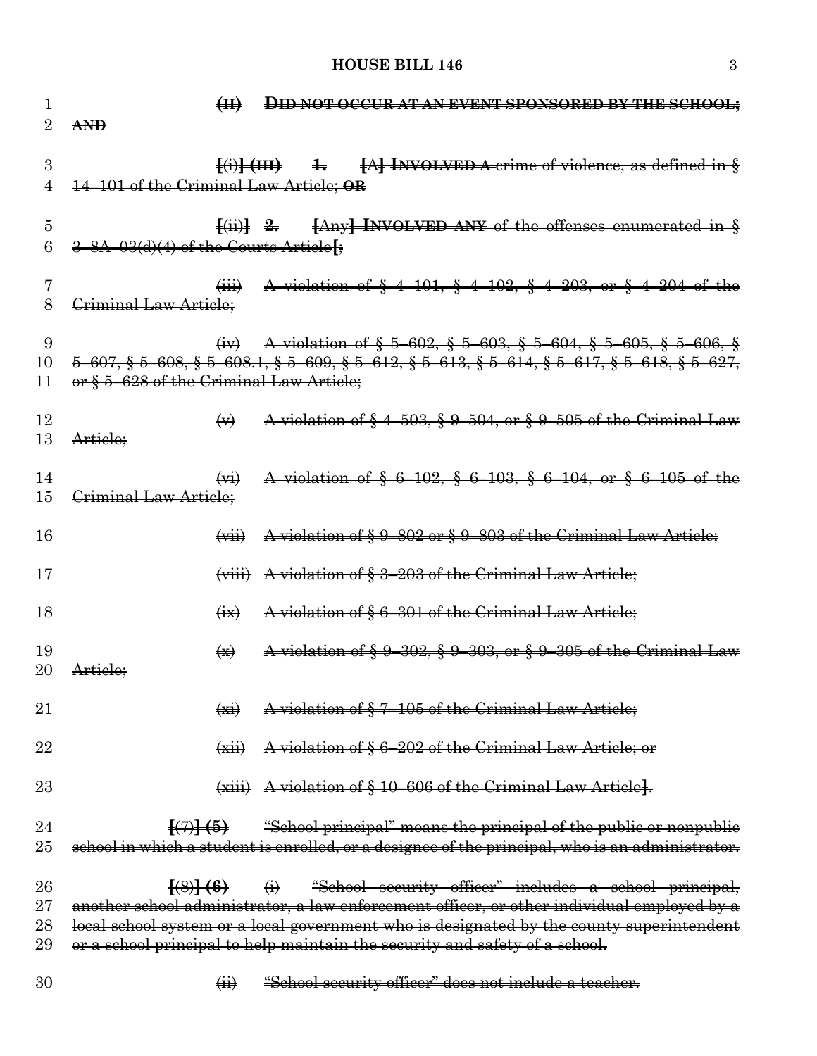(II) DID NOT OCCUR AT AN EVENT SPONSORED BY THE SCHOOL; AND

[(i)] (III) 1. [A] INVOLVED A crime of violence, as defined in § 14–101 of the Criminal Law Article; OR

[(ii)] 2. [Any] INVOLVED ANY of the offenses enumerated in § 3–8A–03(d)(4) of the Courts Article[;

(iii) A violation of § 4–101, § 4–102, § 4–203, or § 4–204 of the Criminal Law Article;

(iv) A violation of § 5–602, § 5–603, § 5–604, § 5–605, § 5–606, § 5–607, § 5–608, § 5–608.1, § 5–609, § 5–612, § 5–613, § 5–614, § 5–617, § 5–618, § 5–627, or § 5–628 of the Criminal Law Article;

(v) A violation of § 4–503, § 9–504, or § 9–505 of the Criminal Law Article;

(vi) A violation of § 6–102, § 6–103, § 6–104, or § 6–105 of the Criminal Law Article;

(vii) A violation of § 9–802 or § 9–803 of the Criminal Law Article;

(viii) A violation of § 3–203 of the Criminal Law Article;

(ix) A violation of § 6–301 of the Criminal Law Article;

(x) A violation of § 9–302, § 9–303, or § 9–305 of the Criminal Law Article;

(xi) A violation of § 7–105 of the Criminal Law Article;

(xii) A violation of § 6–202 of the Criminal Law Article; or

(xiii) A violation of § 10–606 of the Criminal Law Article].

[(7)] (5) "School principal" means the principal of the public or nonpublic school in which a student is enrolled, or a designee of the principal, who is an administrator.

[(8)] (6) (i) "School security officer" includes a school principal, another school administrator, a law enforcement officer, or other individual employed by a local school system or a local government who is designated by the county superintendent or a school principal to help maintain the security and safety of a school.

(ii) "School security officer" does not include a teacher.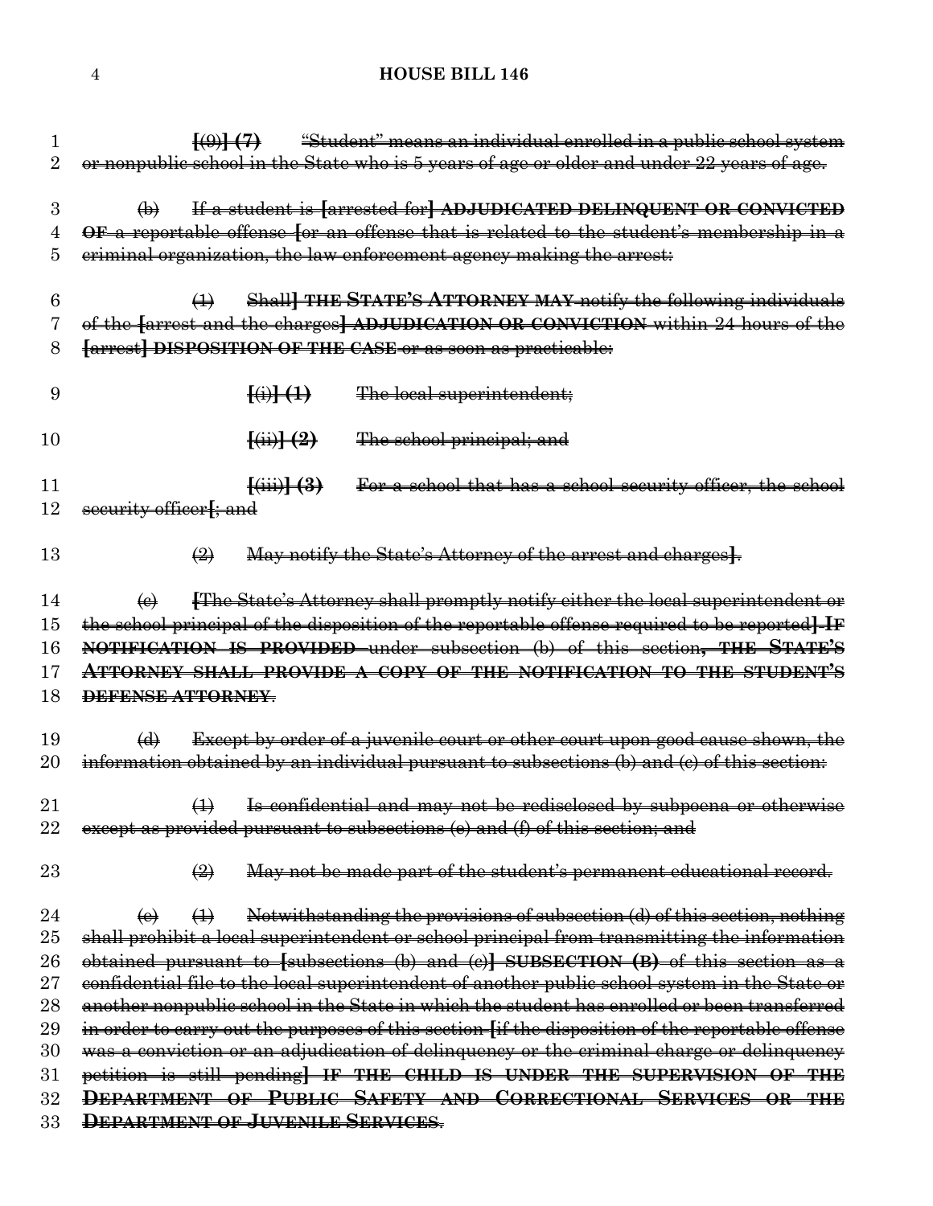[(9)] **(7)** "Student" means an individual enrolled in a public school system or nonpublic school in the State who is 5 years of age or older and under 22 years of age.

(b) If a student is [arrested for] **ADJUDICATED DELINQUENT OR CONVICTED OF** a reportable offense [or an offense that is related to the student's membership in a criminal organization, the law enforcement agency making the arrest:

(1) Shall] **THE STATE'S ATTORNEY MAY** notify the following individuals of the [arrest and the charges] **ADJUDICATION OR CONVICTION** within 24 hours of the [arrest] **DISPOSITION OF THE CASE** or as soon as practicable:

[(i)] **(1)** The local superintendent;

[(ii)] **(2)** The school principal; and

[(iii)] **(3)** For a school that has a school security officer, the school security officer[; and

(2) May notify the State's Attorney of the arrest and charges].

(c) [The State's Attorney shall promptly notify either the local superintendent or the school principal of the disposition of the reportable offense required to be reported] **IF NOTIFICATION IS PROVIDED** under subsection (b) of this section**, THE STATE'S ATTORNEY SHALL PROVIDE A COPY OF THE NOTIFICATION TO THE STUDENT'S DEFENSE ATTORNEY**.

(d) Except by order of a juvenile court or other court upon good cause shown, the information obtained by an individual pursuant to subsections (b) and (c) of this section:

(1) Is confidential and may not be redisclosed by subpoena or otherwise except as provided pursuant to subsections (e) and (f) of this section; and

(2) May not be made part of the student's permanent educational record.

(e) (1) Notwithstanding the provisions of subsection (d) of this section, nothing shall prohibit a local superintendent or school principal from transmitting the information obtained pursuant to [subsections (b) and (c)] **SUBSECTION (B)** of this section as a confidential file to the local superintendent of another public school system in the State or another nonpublic school in the State in which the student has enrolled or been transferred in order to carry out the purposes of this section [if the disposition of the reportable offense was a conviction or an adjudication of delinquency or the criminal charge or delinquency petition is still pending] **IF THE CHILD IS UNDER THE SUPERVISION OF THE DEPARTMENT OF PUBLIC SAFETY AND CORRECTIONAL SERVICES OR THE DEPARTMENT OF JUVENILE SERVICES**.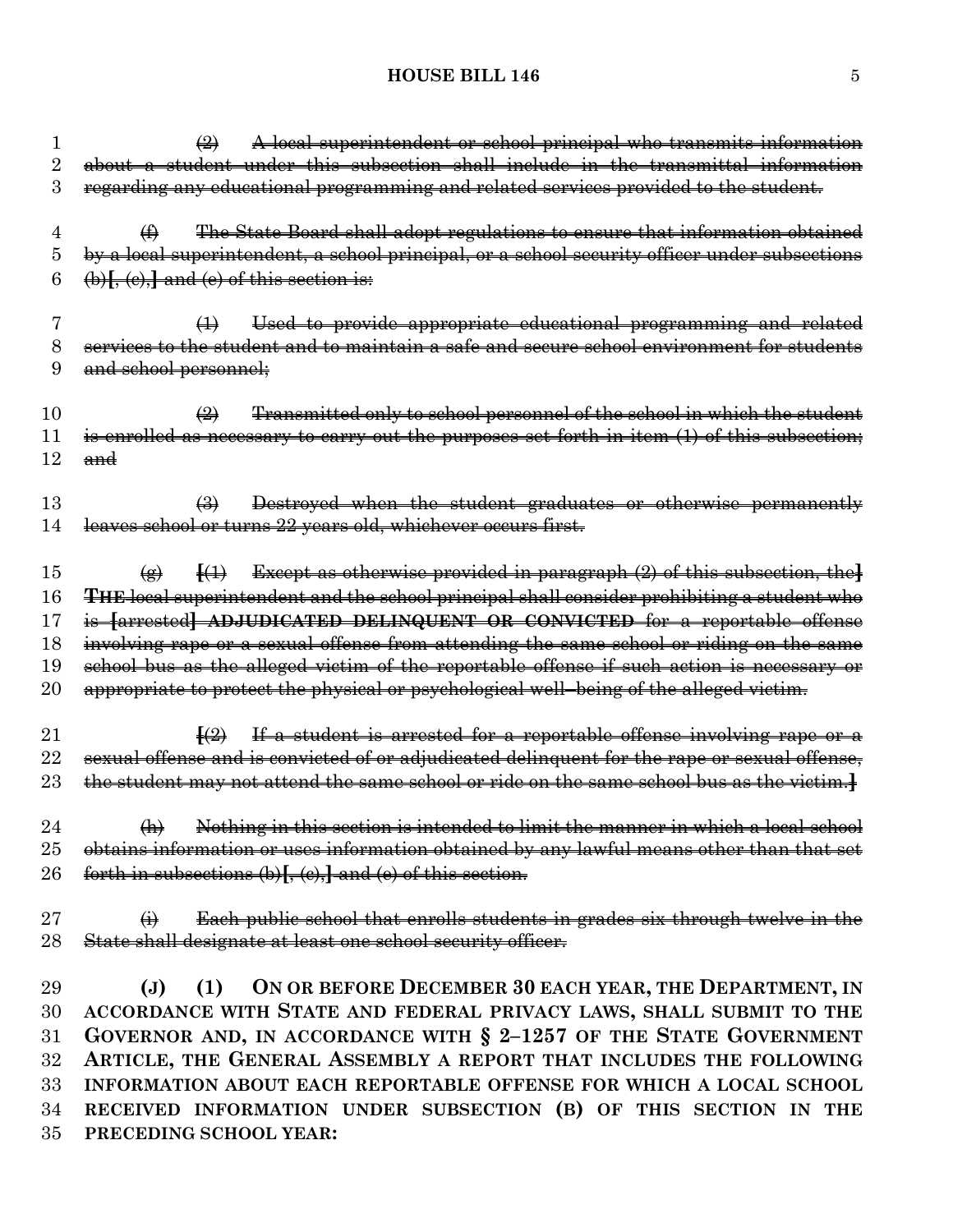(2) ~~A local superintendent or school principal who transmits information about a student under this subsection shall include in the transmittal information regarding any educational programming and related services provided to the student.~~

~~(f) The State Board shall adopt regulations to ensure that information obtained by a local superintendent, a school principal, or a school security officer under subsections (b)[, (c),] and (e) of this section is:~~

~~(1) Used to provide appropriate educational programming and related services to the student and to maintain a safe and secure school environment for students and school personnel;~~

~~(2) Transmitted only to school personnel of the school in which the student is enrolled as necessary to carry out the purposes set forth in item (1) of this subsection; and~~

~~(3) Destroyed when the student graduates or otherwise permanently leaves school or turns 22 years old, whichever occurs first.~~

~~(g) [(1) Except as otherwise provided in paragraph (2) of this subsection, the] **THE** local superintendent and the school principal shall consider prohibiting a student who is [arrested] **ADJUDICATED DELINQUENT OR CONVICTED** for a reportable offense involving rape or a sexual offense from attending the same school or riding on the same school bus as the alleged victim of the reportable offense if such action is necessary or appropriate to protect the physical or psychological well–being of the alleged victim.~~

~~[(2) If a student is arrested for a reportable offense involving rape or a sexual offense and is convicted of or adjudicated delinquent for the rape or sexual offense, the student may not attend the same school or ride on the same school bus as the victim.]~~

~~(h) Nothing in this section is intended to limit the manner in which a local school obtains information or uses information obtained by any lawful means other than that set forth in subsections (b)[, (c),] and (e) of this section.~~

~~(i) Each public school that enrolls students in grades six through twelve in the State shall designate at least one school security officer.~~

**(J) (1) ON OR BEFORE DECEMBER 30 EACH YEAR, THE DEPARTMENT, IN ACCORDANCE WITH STATE AND FEDERAL PRIVACY LAWS, SHALL SUBMIT TO THE GOVERNOR AND, IN ACCORDANCE WITH § 2–1257 OF THE STATE GOVERNMENT ARTICLE, THE GENERAL ASSEMBLY A REPORT THAT INCLUDES THE FOLLOWING INFORMATION ABOUT EACH REPORTABLE OFFENSE FOR WHICH A LOCAL SCHOOL RECEIVED INFORMATION UNDER SUBSECTION (B) OF THIS SECTION IN THE PRECEDING SCHOOL YEAR:**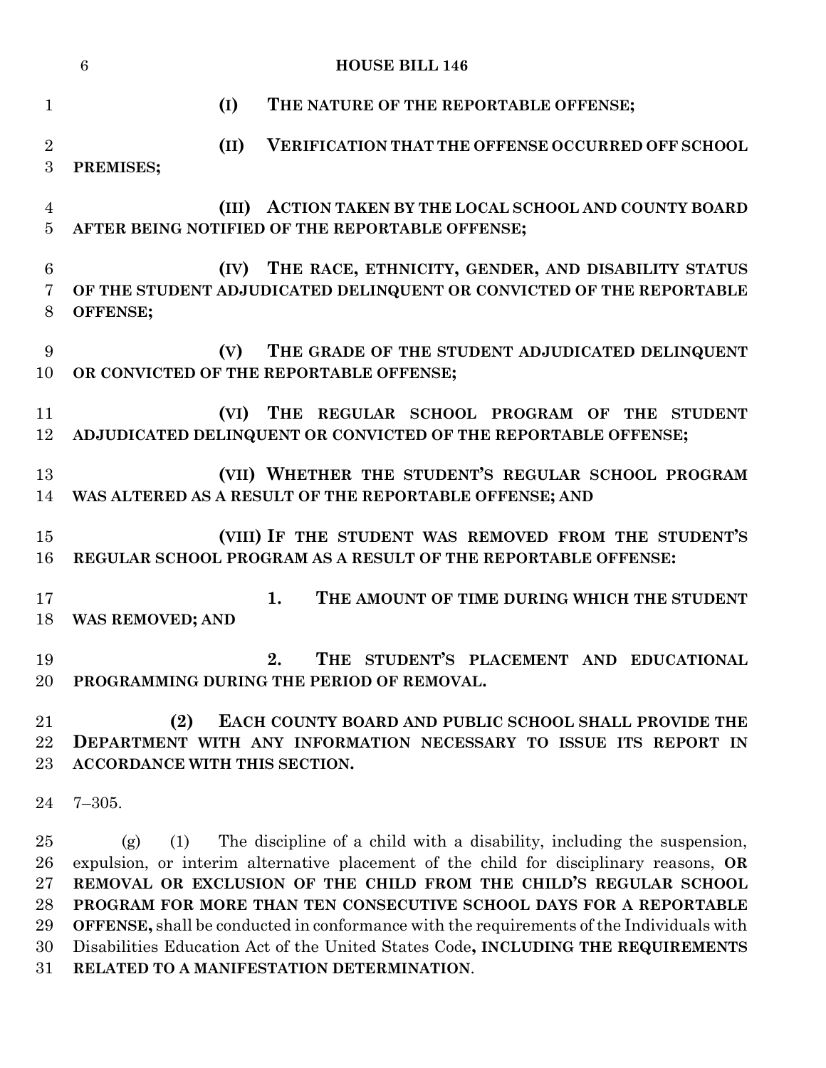(I) THE NATURE OF THE REPORTABLE OFFENSE;

(II) VERIFICATION THAT THE OFFENSE OCCURRED OFF SCHOOL PREMISES;

(III) ACTION TAKEN BY THE LOCAL SCHOOL AND COUNTY BOARD AFTER BEING NOTIFIED OF THE REPORTABLE OFFENSE;

(IV) THE RACE, ETHNICITY, GENDER, AND DISABILITY STATUS OF THE STUDENT ADJUDICATED DELINQUENT OR CONVICTED OF THE REPORTABLE OFFENSE;

(V) THE GRADE OF THE STUDENT ADJUDICATED DELINQUENT OR CONVICTED OF THE REPORTABLE OFFENSE;

(VI) THE REGULAR SCHOOL PROGRAM OF THE STUDENT ADJUDICATED DELINQUENT OR CONVICTED OF THE REPORTABLE OFFENSE;

(VII) WHETHER THE STUDENT'S REGULAR SCHOOL PROGRAM WAS ALTERED AS A RESULT OF THE REPORTABLE OFFENSE; AND

(VIII) IF THE STUDENT WAS REMOVED FROM THE STUDENT'S REGULAR SCHOOL PROGRAM AS A RESULT OF THE REPORTABLE OFFENSE:

1. THE AMOUNT OF TIME DURING WHICH THE STUDENT WAS REMOVED; AND

2. THE STUDENT'S PLACEMENT AND EDUCATIONAL PROGRAMMING DURING THE PERIOD OF REMOVAL.

**(2) EACH COUNTY BOARD AND PUBLIC SCHOOL SHALL PROVIDE THE DEPARTMENT WITH ANY INFORMATION NECESSARY TO ISSUE ITS REPORT IN ACCORDANCE WITH THIS SECTION.**

7–305.

(g) (1) The discipline of a child with a disability, including the suspension, expulsion, or interim alternative placement of the child for disciplinary reasons, **OR REMOVAL OR EXCLUSION OF THE CHILD FROM THE CHILD'S REGULAR SCHOOL PROGRAM FOR MORE THAN TEN CONSECUTIVE SCHOOL DAYS FOR A REPORTABLE OFFENSE,** shall be conducted in conformance with the requirements of the Individuals with Disabilities Education Act of the United States Code**, INCLUDING THE REQUIREMENTS RELATED TO A MANIFESTATION DETERMINATION**.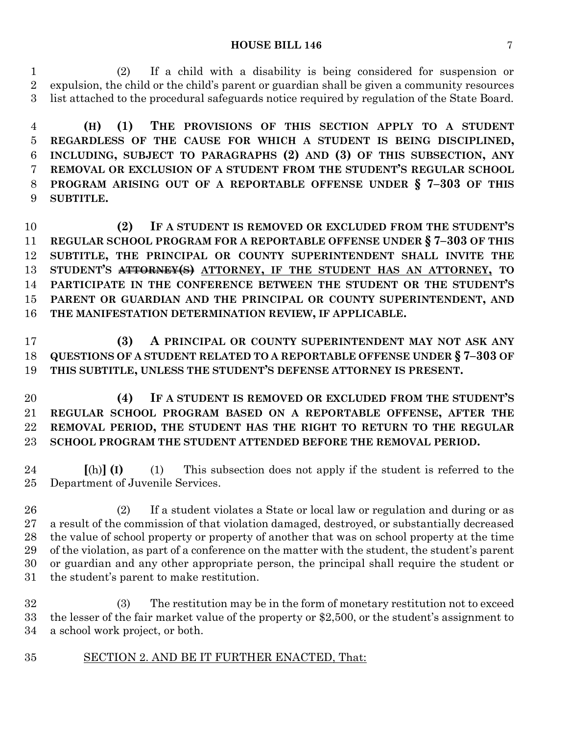(2) If a child with a disability is being considered for suspension or expulsion, the child or the child's parent or guardian shall be given a community resources list attached to the procedural safeguards notice required by regulation of the State Board.

**(H) (1) THE PROVISIONS OF THIS SECTION APPLY TO A STUDENT REGARDLESS OF THE CAUSE FOR WHICH A STUDENT IS BEING DISCIPLINED, INCLUDING, SUBJECT TO PARAGRAPHS (2) AND (3) OF THIS SUBSECTION, ANY REMOVAL OR EXCLUSION OF A STUDENT FROM THE STUDENT'S REGULAR SCHOOL PROGRAM ARISING OUT OF A REPORTABLE OFFENSE UNDER § 7–303 OF THIS SUBTITLE.**

**(2) IF A STUDENT IS REMOVED OR EXCLUDED FROM THE STUDENT'S REGULAR SCHOOL PROGRAM FOR A REPORTABLE OFFENSE UNDER § 7–303 OF THIS SUBTITLE, THE PRINCIPAL OR COUNTY SUPERINTENDENT SHALL INVITE THE STUDENT'S ~~ATTORNEY(S)~~ <u>ATTORNEY, IF THE STUDENT HAS AN ATTORNEY,</u> TO PARTICIPATE IN THE CONFERENCE BETWEEN THE STUDENT OR THE STUDENT'S PARENT OR GUARDIAN AND THE PRINCIPAL OR COUNTY SUPERINTENDENT, AND THE MANIFESTATION DETERMINATION REVIEW, IF APPLICABLE.**

**(3) A PRINCIPAL OR COUNTY SUPERINTENDENT MAY NOT ASK ANY QUESTIONS OF A STUDENT RELATED TO A REPORTABLE OFFENSE UNDER § 7–303 OF THIS SUBTITLE, UNLESS THE STUDENT'S DEFENSE ATTORNEY IS PRESENT.**

**(4) IF A STUDENT IS REMOVED OR EXCLUDED FROM THE STUDENT'S REGULAR SCHOOL PROGRAM BASED ON A REPORTABLE OFFENSE, AFTER THE REMOVAL PERIOD, THE STUDENT HAS THE RIGHT TO RETURN TO THE REGULAR SCHOOL PROGRAM THE STUDENT ATTENDED BEFORE THE REMOVAL PERIOD.**

**[**(h)**] (I)** (1) This subsection does not apply if the student is referred to the Department of Juvenile Services.

(2) If a student violates a State or local law or regulation and during or as a result of the commission of that violation damaged, destroyed, or substantially decreased the value of school property or property of another that was on school property at the time of the violation, as part of a conference on the matter with the student, the student's parent or guardian and any other appropriate person, the principal shall require the student or the student's parent to make restitution.

(3) The restitution may be in the form of monetary restitution not to exceed the lesser of the fair market value of the property or $2,500, or the student's assignment to a school work project, or both.

<u>SECTION 2. AND BE IT FURTHER ENACTED, That:</u>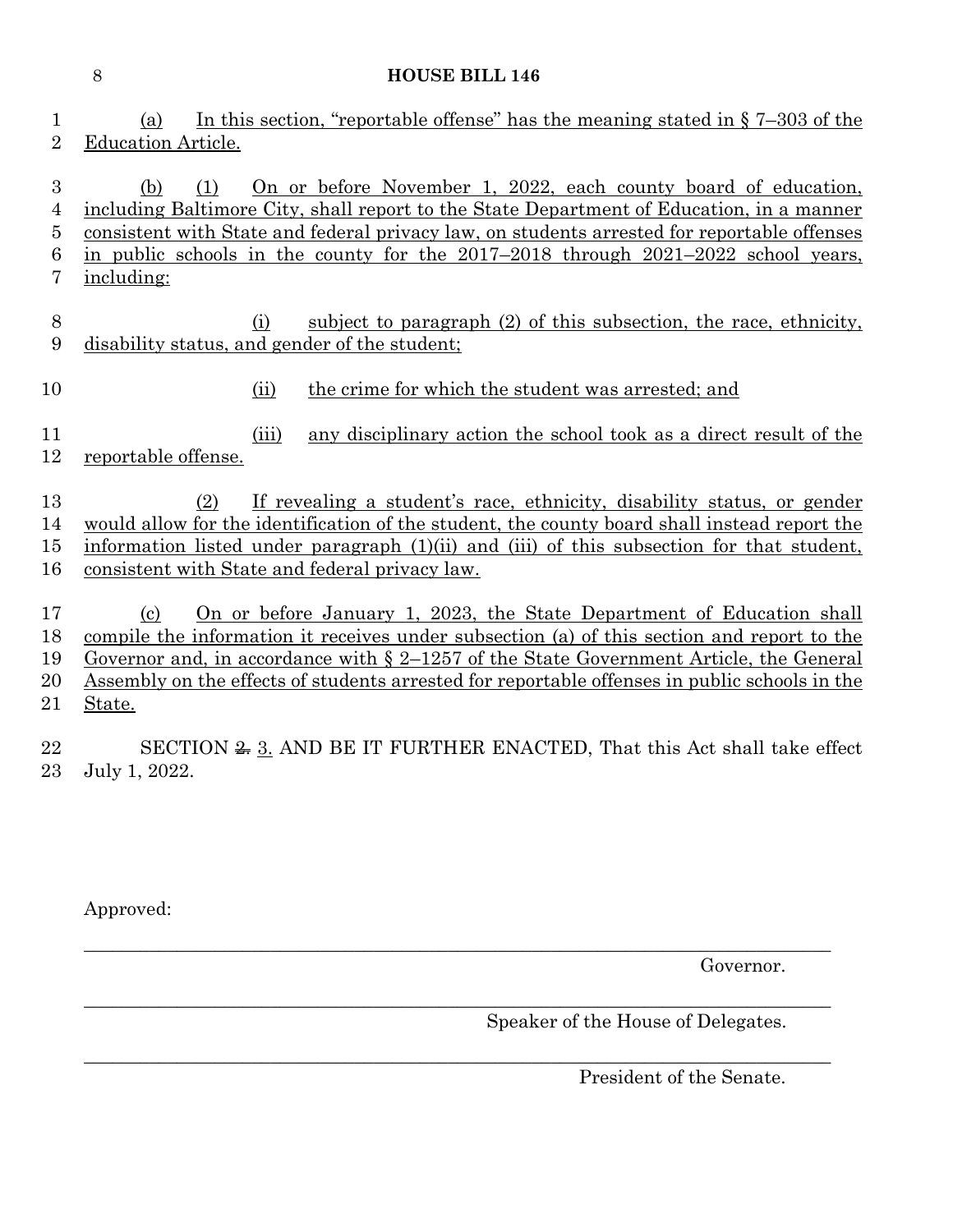(a) In this section, "reportable offense" has the meaning stated in § 7–303 of the Education Article.

(b) (1) On or before November 1, 2022, each county board of education, including Baltimore City, shall report to the State Department of Education, in a manner consistent with State and federal privacy law, on students arrested for reportable offenses in public schools in the county for the 2017–2018 through 2021–2022 school years, including:

(i) subject to paragraph (2) of this subsection, the race, ethnicity, disability status, and gender of the student;

(ii) the crime for which the student was arrested; and

(iii) any disciplinary action the school took as a direct result of the reportable offense.

(2) If revealing a student's race, ethnicity, disability status, or gender would allow for the identification of the student, the county board shall instead report the information listed under paragraph (1)(ii) and (iii) of this subsection for that student, consistent with State and federal privacy law.

(c) On or before January 1, 2023, the State Department of Education shall compile the information it receives under subsection (a) of this section and report to the Governor and, in accordance with § 2–1257 of the State Government Article, the General Assembly on the effects of students arrested for reportable offenses in public schools in the State.

SECTION ~~2.~~ 3. AND BE IT FURTHER ENACTED, That this Act shall take effect July 1, 2022.

Approved:

\_\_\_\_\_\_\_\_\_\_\_\_\_\_\_\_\_\_\_\_\_\_\_\_\_\_\_\_\_\_\_\_\_\_\_\_\_\_\_\_\_\_\_\_\_\_\_\_

Governor.

\_\_\_\_\_\_\_\_\_\_\_\_\_\_\_\_\_\_\_\_\_\_\_\_\_\_\_\_\_\_\_\_\_\_\_\_\_\_\_\_\_\_\_\_\_\_\_\_

Speaker of the House of Delegates.

\_\_\_\_\_\_\_\_\_\_\_\_\_\_\_\_\_\_\_\_\_\_\_\_\_\_\_\_\_\_\_\_\_\_\_\_\_\_\_\_\_\_\_\_\_\_\_\_

President of the Senate.